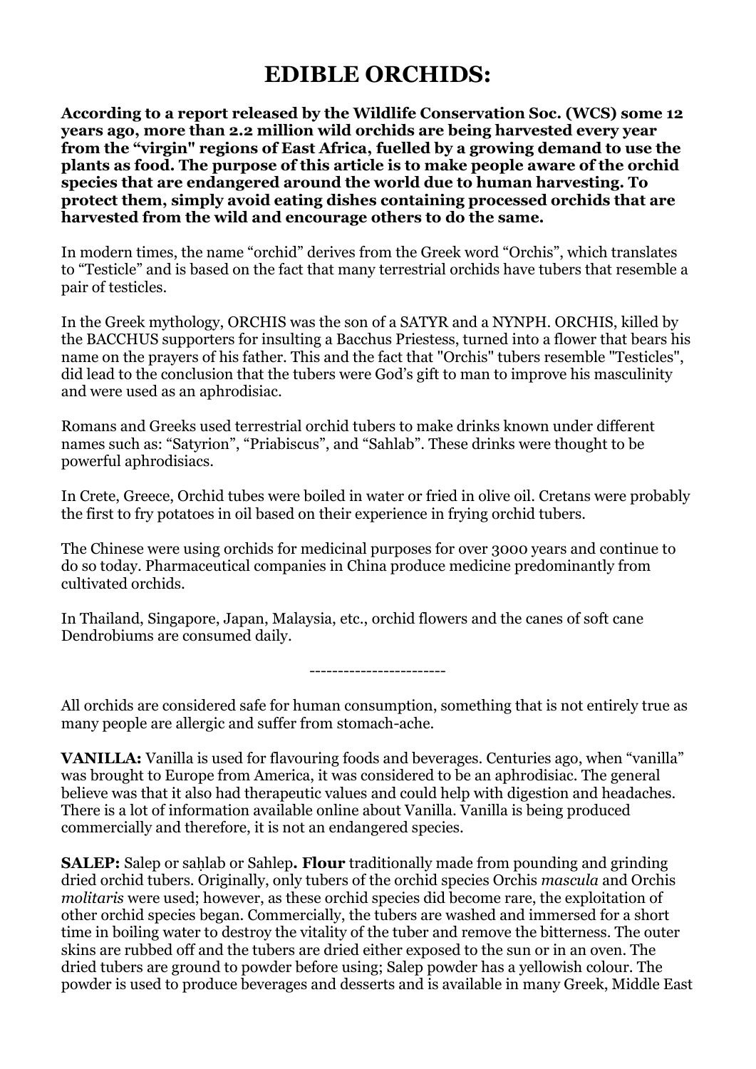# EDIBLE ORCHIDS:

**According to a report released by the Wildlife Conservation Soc. (WCS) some 12 years ago, more than 2.2 million wild orchids are being harvested every year from the "virgin" regions of East Africa, fuelled by a growing demand to use the plants as food. The purpose of this article is to make people aware of the orchid species that are endangered around the world due to human harvesting. To protect them, simply avoid eating dishes containing processed orchids that are harvested from the wild and encourage others to do the same.**

In modern times, the name "orchid" derives from the Greek word "Orchis", which translates to "Testicle" and is based on the fact that many terrestrial orchids have tubers that resemble a pair of testicles.

In the Greek mythology, ORCHIS was the son of a SATYR and a NYNPH. ORCHIS, killed by the BACCHUS supporters for insulting a Bacchus Priestess, turned into a flower that bears his name on the prayers of his father. This and the fact that "Orchis" tubers resemble "Testicles", did lead to the conclusion that the tubers were God's gift to man to improve his masculinity and were used as an aphrodisiac.

Romans and Greeks used terrestrial orchid tubers to make drinks known under different names such as: "Satyrion", "Priabiscus", and "Sahlab". These drinks were thought to be powerful aphrodisiacs.

In Crete, Greece, Orchid tubes were boiled in water or fried in olive oil. Cretans were probably the first to fry potatoes in oil based on their experience in frying orchid tubers.

The Chinese were using orchids for medicinal purposes for over 3000 years and continue to do so today. Pharmaceutical companies in China produce medicine predominantly from cultivated orchids.

In Thailand, Singapore, Japan, Malaysia, etc., orchid flowers and the canes of soft cane Dendrobiums are consumed daily.

-----------------------

All orchids are considered safe for human consumption, something that is not entirely true as many people are allergic and suffer from stomach-ache.

**VANILLA:** Vanilla is used for flavouring foods and beverages. Centuries ago, when "vanilla" was brought to Europe from America, it was considered to be an aphrodisiac. The general believe was that it also had therapeutic values and could help with digestion and headaches. There is a lot of information available online about Vanilla. Vanilla is being produced commercially and therefore, it is not an endangered species.

**SALEP:** Salep or saḥlab or Sahlep**. Flour** traditionally made from pounding and grinding dried orchid tubers. Originally, only tubers of the orchid species Orchis *mascula* and Orchis *molitaris* were used; however, as these orchid species did become rare, the exploitation of other orchid species began. Commercially, the tubers are washed and immersed for a short time in boiling water to destroy the vitality of the tuber and remove the bitterness. The outer skins are rubbed off and the tubers are dried either exposed to the sun or in an oven. The dried tubers are ground to powder before using; Salep powder has a yellowish colour. The powder is used to produce beverages and desserts and is available in many Greek, Middle East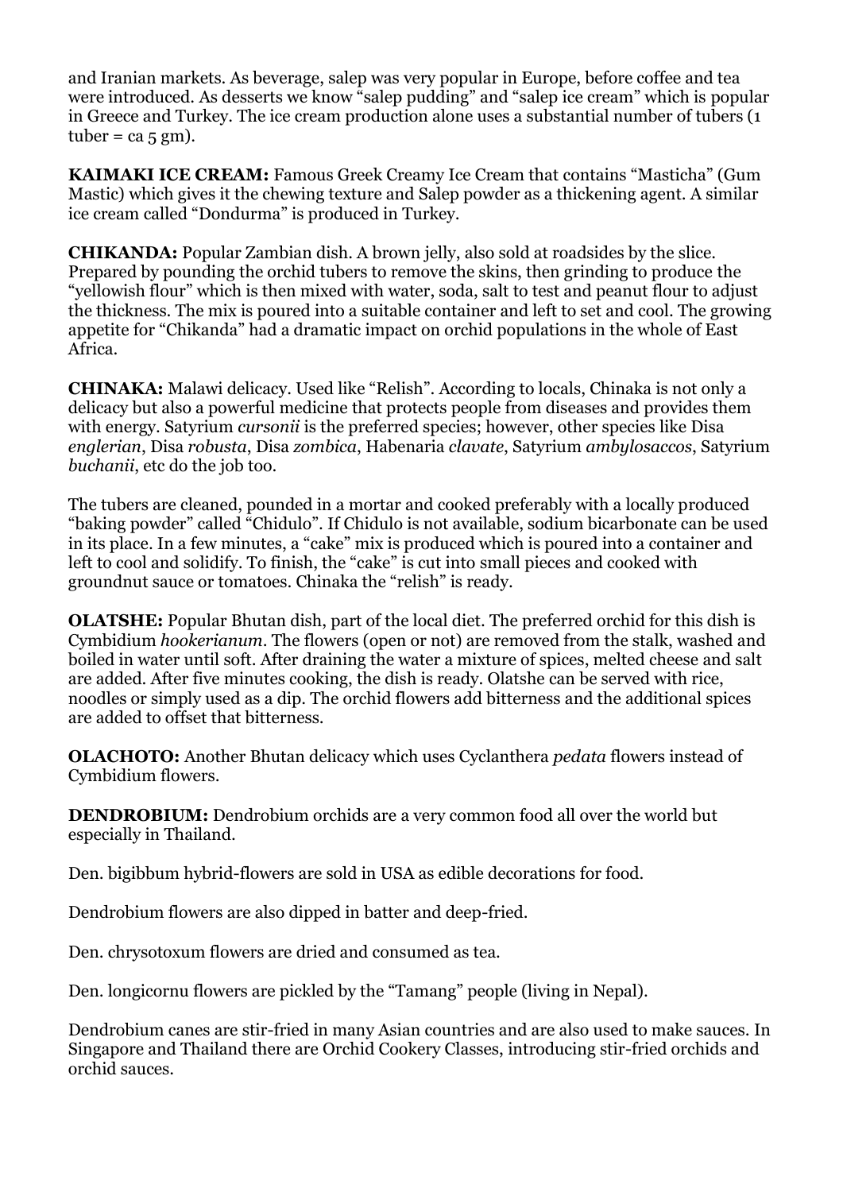and Iranian markets. As beverage, salep was very popular in Europe, before coffee and tea were introduced. As desserts we know "salep pudding" and "salep ice cream" which is popular in Greece and Turkey. The ice cream production alone uses a substantial number of tubers (1 tuber = ca 5 gm).

**KAIMAKI ICE CREAM:** Famous Greek Creamy Ice Cream that contains "Masticha" (Gum Mastic) which gives it the chewing texture and Salep powder as a thickening agent. A similar ice cream called "Dondurma" is produced in Turkey.

**CHIKANDA:** Popular Zambian dish. A brown jelly, also sold at roadsides by the slice. Prepared by pounding the orchid tubers to remove the skins, then grinding to produce the "yellowish flour" which is then mixed with water, soda, salt to test and peanut flour to adjust the thickness. The mix is poured into a suitable container and left to set and cool. The growing appetite for "Chikanda" had a dramatic impact on orchid populations in the whole of East Africa.

**CHINAKA:** Malawi delicacy. Used like "Relish". According to locals, Chinaka is not only a delicacy but also a powerful medicine that protects people from diseases and provides them with energy. Satyrium *cursonii* is the preferred species; however, other species like Disa *englerian*, Disa *robusta*, Disa *zombica*, Habenaria *clavate*, Satyrium *ambylosaccos*, Satyrium *buchanii*, etc do the job too.

The tubers are cleaned, pounded in a mortar and cooked preferably with a locally produced "baking powder" called "Chidulo". If Chidulo is not available, sodium bicarbonate can be used in its place. In a few minutes, a "cake" mix is produced which is poured into a container and left to cool and solidify. To finish, the "cake" is cut into small pieces and cooked with groundnut sauce or tomatoes. Chinaka the "relish" is ready.

**OLATSHE:** Popular Bhutan dish, part of the local diet. The preferred orchid for this dish is Cymbidium *hookerianum*. The flowers (open or not) are removed from the stalk, washed and boiled in water until soft. After draining the water a mixture of spices, melted cheese and salt are added. After five minutes cooking, the dish is ready. Olatshe can be served with rice, noodles or simply used as a dip. The orchid flowers add bitterness and the additional spices are added to offset that bitterness.

**OLACHOTO:** Another Bhutan delicacy which uses Cyclanthera *pedata* flowers instead of Cymbidium flowers.

**DENDROBIUM:** Dendrobium orchids are a very common food all over the world but especially in Thailand.

Den. bigibbum hybrid-flowers are sold in USA as edible decorations for food.

Dendrobium flowers are also dipped in batter and deep-fried.

Den. chrysotoxum flowers are dried and consumed as tea.

Den. longicornu flowers are pickled by the "Tamang" people (living in Nepal).

Dendrobium canes are stir-fried in many Asian countries and are also used to make sauces. In Singapore and Thailand there are Orchid Cookery Classes, introducing stir-fried orchids and orchid sauces.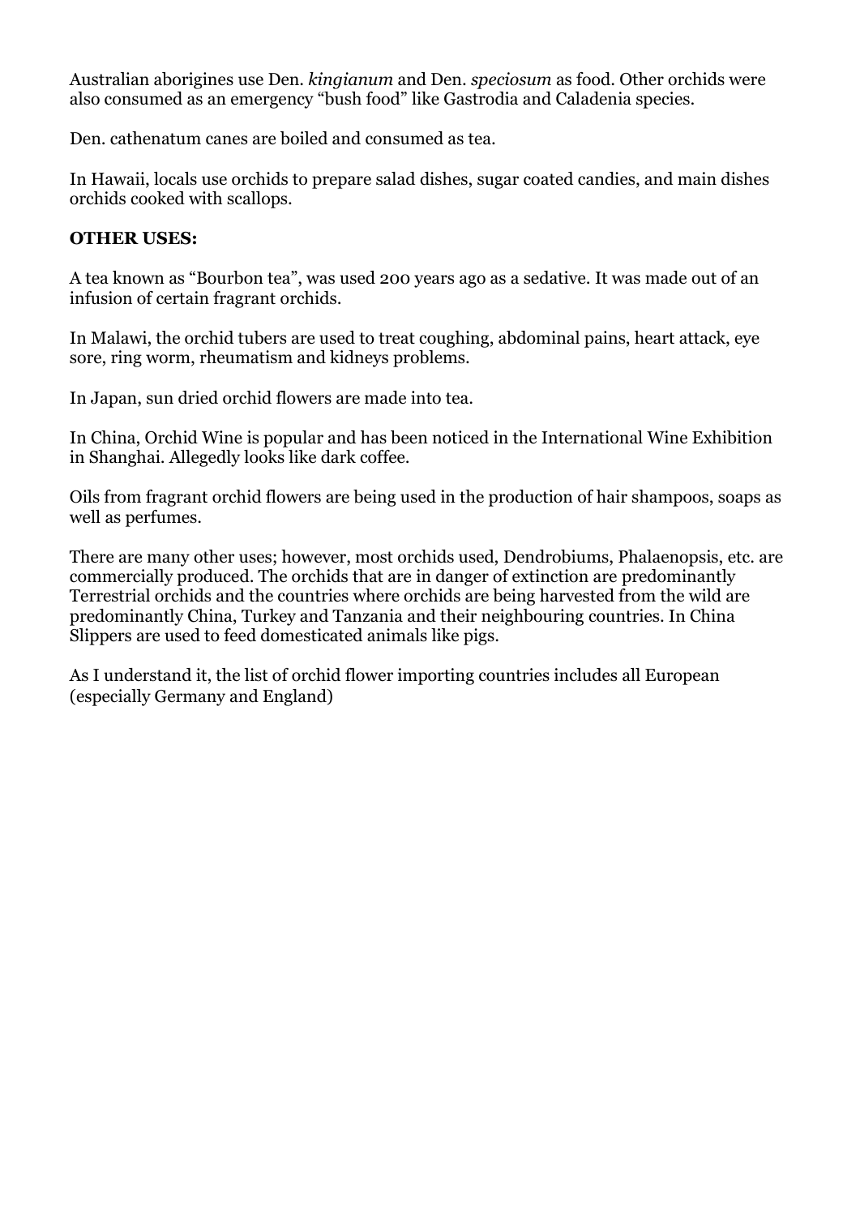Australian aborigines use Den. *kingianum* and Den. *speciosum* as food. Other orchids were also consumed as an emergency "bush food" like Gastrodia and Caladenia species.

Den. cathenatum canes are boiled and consumed as tea.

In Hawaii, locals use orchids to prepare salad dishes, sugar coated candies, and main dishes orchids cooked with scallops.

**OTHER USES:**

A tea known as "Bourbon tea", was used 200 years ago as a sedative. It was made out of an infusion of certain fragrant orchids.

In Malawi, the orchid tubers are used to treat coughing, abdominal pains, heart attack, eye sore, ring worm, rheumatism and kidneys problems.

In Japan, sun dried orchid flowers are made into tea.

In China, Orchid Wine is popular and has been noticed in the International Wine Exhibition in Shanghai. Allegedly looks like dark coffee.

Oils from fragrant orchid flowers are being used in the production of hair shampoos, soaps as well as perfumes.

There are many other uses; however, most orchids used, Dendrobiums, Phalaenopsis, etc. are commercially produced. The orchids that are in danger of extinction are predominantly Terrestrial orchids and the countries where orchids are being harvested from the wild are predominantly China, Turkey and Tanzania and their neighbouring countries. In China Slippers are used to feed domesticated animals like pigs.

As I understand it, the list of orchid flower importing countries includes all European (especially Germany and England)